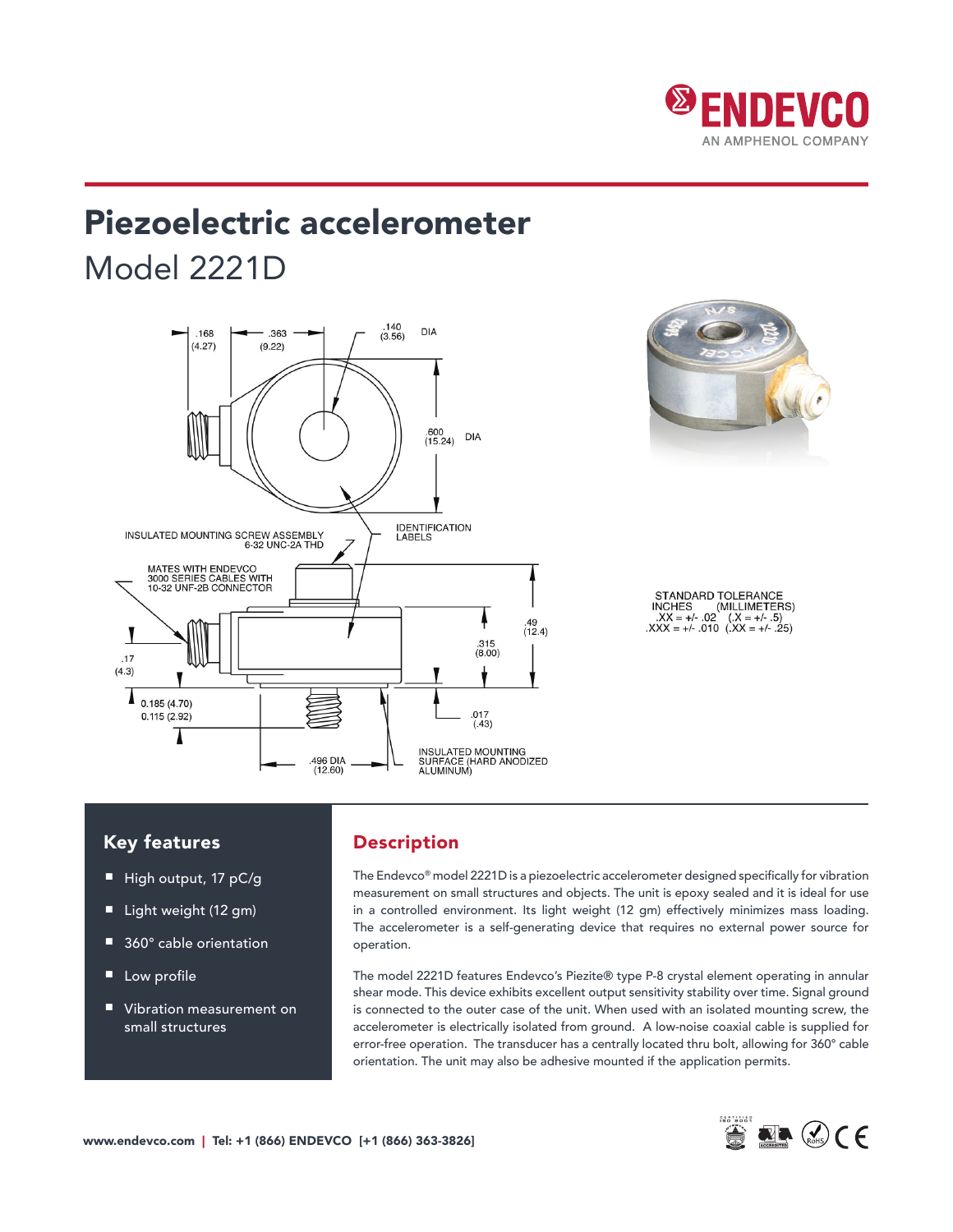# Piezoelectric accelerometer

## Model 2221D

.168 (4.27) .363 (9.22) .140 (3.56) DIA

.600 (15.24) DIA

INSULATED MOUNTING SCREW ASSEMBLY 6-32 UNC-2A THD

IDENTIFICATION LABELS

MATES WITH ENDEVCO 3000 SERIES CABLES WITH 10-32 UNF-2B CONNECTOR

.17 (4.3)

.315 (8.00)

.49 (12.4)

0.185 (4.70)
0.115 (2.92)

.017 (.43)

.496 DIA (12.60)

INSULATED MOUNTING SURFACE (HARD ANODIZED ALUMINUM)

STANDARD TOLERANCE
INCHES (MILLIMETERS)
.XX = +/- .02 (.X = +/- .5)
.XXX = +/- .010 (.XX = +/- .25)

## Key features

- High output, 17 pC/g
- Light weight (12 gm)
- 360° cable orientation
- Low profile
- Vibration measurement on small structures

## Description

The Endevco® model 2221D is a piezoelectric accelerometer designed specifically for vibration measurement on small structures and objects. The unit is epoxy sealed and it is ideal for use in a controlled environment. Its light weight (12 gm) effectively minimizes mass loading. The accelerometer is a self-generating device that requires no external power source for operation.

The model 2221D features Endevco's Piezite® type P-8 crystal element operating in annular shear mode. This device exhibits excellent output sensitivity stability over time. Signal ground is connected to the outer case of the unit. When used with an isolated mounting screw, the accelerometer is electrically isolated from ground. A low-noise coaxial cable is supplied for error-free operation. The transducer has a centrally located thru bolt, allowing for 360° cable orientation. The unit may also be adhesive mounted if the application permits.

www.endevco.com | Tel: +1 (866) ENDEVCO [+1 (866) 363-3826]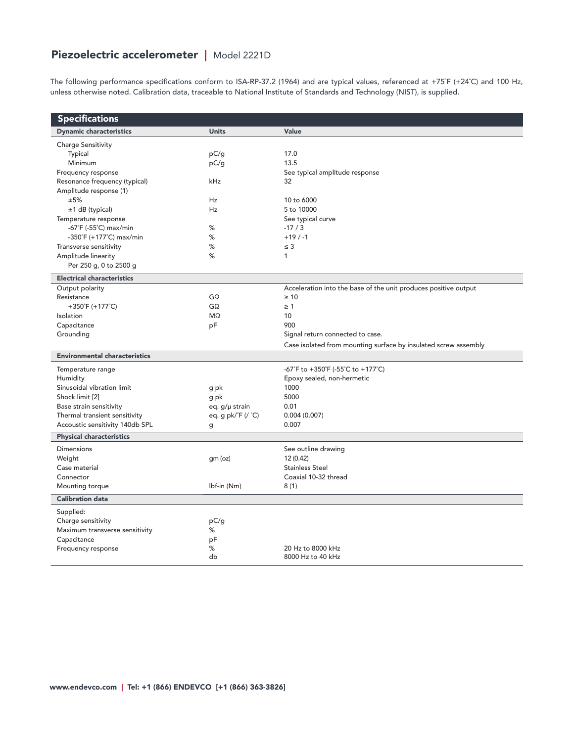# Piezoelectric accelerometer | Model 2221D

The following performance specifications conform to ISA-RP-37.2 (1964) and are typical values, referenced at +75˚F (+24˚C) and 100 Hz, unless otherwise noted. Calibration data, traceable to National Institute of Standards and Technology (NIST), is supplied.

## Specifications

| Dynamic characteristics | Units | Value |
|---|---|---|
| Charge Sensitivity | | |
| Typical | pC/g | 17.0 |
| Minimum | pC/g | 13.5 |
| Frequency response | | See typical amplitude response |
| Resonance frequency (typical) | kHz | 32 |
| Amplitude response (1) | | |
| ±5% | Hz | 10 to 6000 |
| ±1 dB (typical) | Hz | 5 to 10000 |
| Temperature response | | See typical curve |
| -67˚F (-55˚C) max/min | % | -17 / 3 |
| -350˚F (+177˚C) max/min | % | +19 / -1 |
| Transverse sensitivity | % | ≤ 3 |
| Amplitude linearity | % | 1 |
| Per 250 g, 0 to 2500 g | | |
| **Electrical characteristics** | | |
| Output polarity | | Acceleration into the base of the unit produces positive output |
| Resistance | GΩ | ≥ 10 |
| +350˚F (+177˚C) | GΩ | ≥ 1 |
| Isolation | MΩ | 10 |
| Capacitance | pF | 900 |
| Grounding | | Signal return connected to case. |
| | | Case isolated from mounting surface by insulated screw assembly |
| **Environmental characteristics** | | |
| Temperature range | | -67˚F to +350˚F (-55˚C to +177˚C) |
| Humidity | | Epoxy sealed, non-hermetic |
| Sinusoidal vibration limit | g pk | 1000 |
| Shock limit [2] | g pk | 5000 |
| Base strain sensitivity | eq. g/μ strain | 0.01 |
| Thermal transient sensitivity | eq. g pk/˚F (/ ˚C) | 0.004 (0.007) |
| Accoustic sensitivity 140db SPL | g | 0.007 |
| **Physical characteristics** | | |
| Dimensions | | See outline drawing |
| Weight | gm (oz) | 12 (0.42) |
| Case material | | Stainless Steel |
| Connector | | Coaxial 10-32 thread |
| Mounting torque | lbf-in (Nm) | 8 (1) |
| **Calibration data** | | |
| Supplied: | | |
| Charge sensitivity | pC/g | |
| Maximum transverse sensitivity | % | |
| Capacitance | pF | |
| Frequency response | % | 20 Hz to 8000 kHz |
| | db | 8000 Hz to 40 kHz |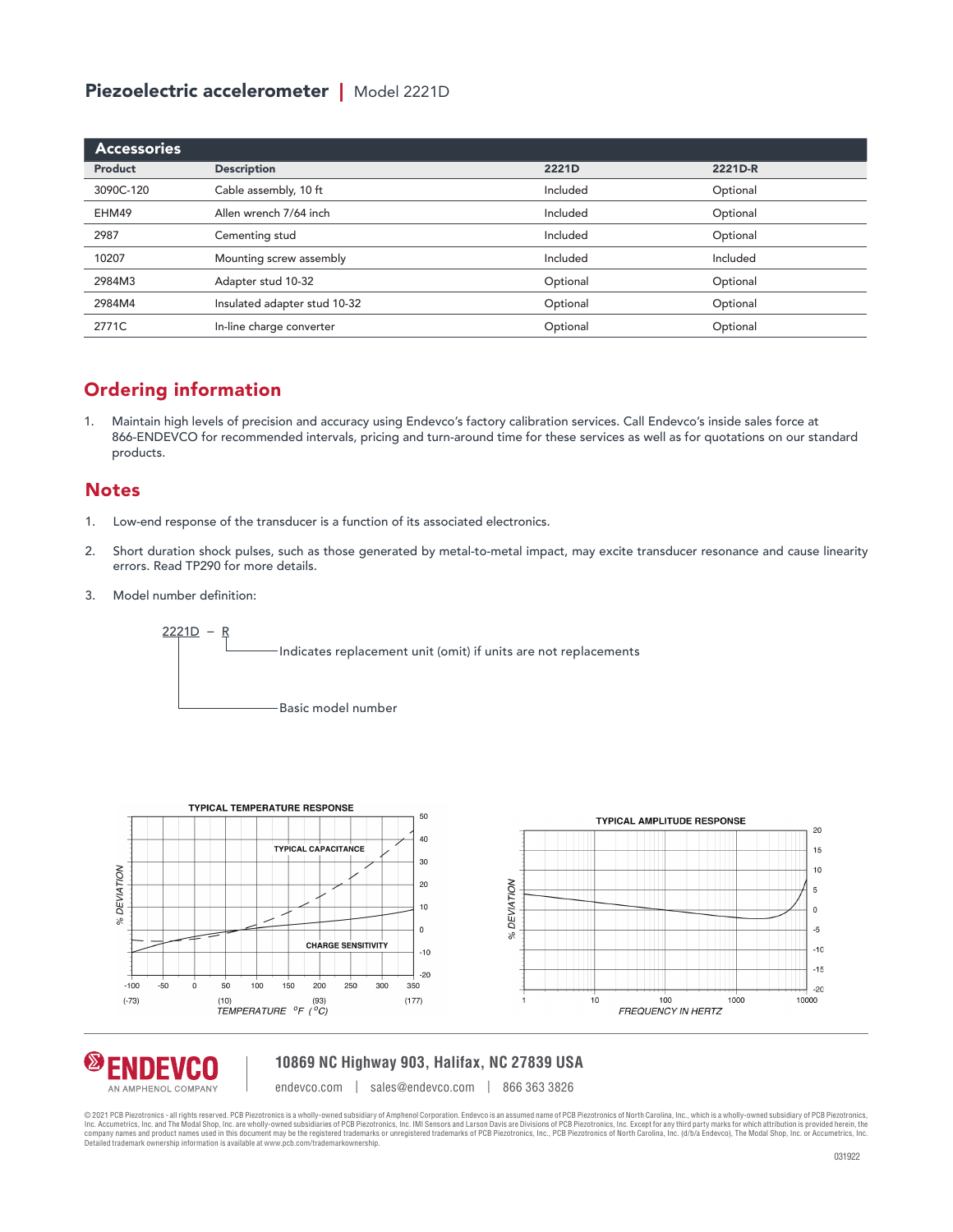## Piezoelectric accelerometer | Model 2221D

### Accessories

| Product | Description | 2221D | 2221D-R |
|---|---|---|---|
| 3090C-120 | Cable assembly, 10 ft | Included | Optional |
| EHM49 | Allen wrench 7/64 inch | Included | Optional |
| 2987 | Cementing stud | Included | Optional |
| 10207 | Mounting screw assembly | Included | Included |
| 2984M3 | Adapter stud 10-32 | Optional | Optional |
| 2984M4 | Insulated adapter stud 10-32 | Optional | Optional |
| 2771C | In-line charge converter | Optional | Optional |

## Ordering information

1. Maintain high levels of precision and accuracy using Endevco's factory calibration services. Call Endevco's inside sales force at 866-ENDEVCO for recommended intervals, pricing and turn-around time for these services as well as for quotations on our standard products.

## Notes

1. Low-end response of the transducer is a function of its associated electronics.
2. Short duration shock pulses, such as those generated by metal-to-metal impact, may excite transducer resonance and cause linearity errors. Read TP290 for more details.
3. Model number definition:

2221D – R

R: Indicates replacement unit (omit) if units are not replacements

2221D: Basic model number

TYPICAL TEMPERATURE RESPONSE

TYPICAL CAPACITANCE

CHARGE SENSITIVITY

% DEVIATION

50, 40, 30, 20, 10, 0, -10, -20

-100, -50, 0, 50, 100, 150, 200, 250, 300, 350

(-73), (10), (93), (177)

TEMPERATURE °F (°C)

TYPICAL AMPLITUDE RESPONSE

% DEVIATION

20, 15, 10, 5, 0, -5, -10, -15, -20

1, 10, 100, 1000, 10000

FREQUENCY IN HERTZ

ENDEVCO
AN AMPHENOL COMPANY

10869 NC Highway 903, Halifax, NC 27839 USA

endevco.com | sales@endevco.com | 866 363 3826

© 2021 PCB Piezotronics - all rights reserved. PCB Piezotronics is a wholly-owned subsidiary of Amphenol Corporation. Endevco is an assumed name of PCB Piezotronics of North Carolina, Inc., which is a wholly-owned subsidiary of PCB Piezotronics, Inc. Accumetrics, Inc. and The Modal Shop, Inc. are wholly-owned subsidiaries of PCB Piezotronics, Inc. IMI Sensors and Larson Davis are Divisions of PCB Piezotronics, Inc. Except for any third party marks for which attribution is provided herein, the company names and product names used in this document may be the registered trademarks or unregistered trademarks of PCB Piezotronics, Inc., PCB Piezotronics of North Carolina, Inc. (d/b/a Endevco), The Modal Shop, Inc. or Accumetrics, Inc. Detailed trademark ownership information is available at www.pcb.com/trademarkownership.

031922